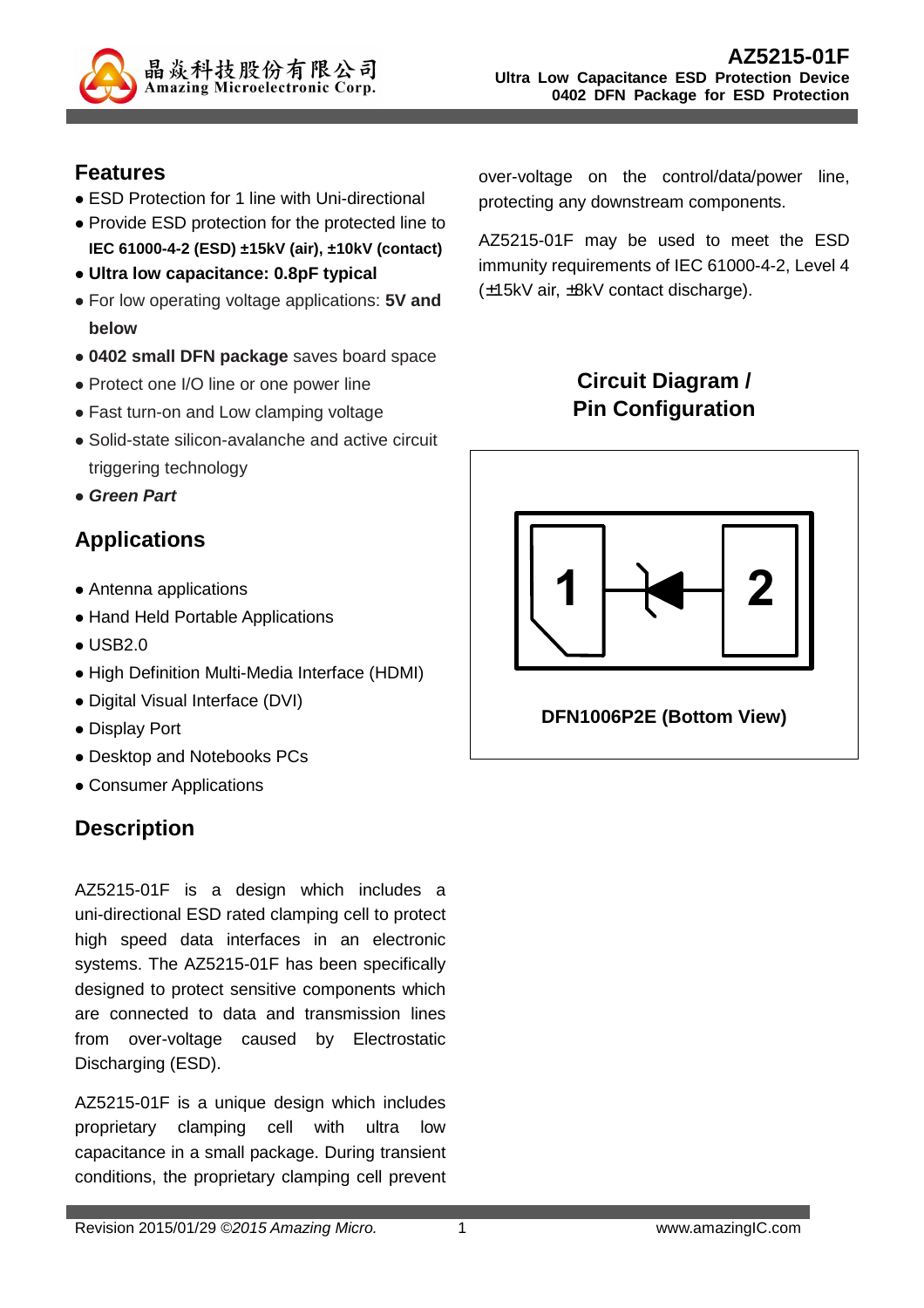# AZ5215-01F

**Ultra Low Capacitance ESD Protection Device**
**0402 DFN Package for ESD Protection**

## Features

- ESD Protection for 1 line with Uni-directional
- Provide ESD protection for the protected line to **IEC 61000-4-2 (ESD) ±15kV (air), ±10kV (contact)**
- **Ultra low capacitance: 0.8pF typical**
- For low operating voltage applications: **5V and below**
- **0402 small DFN package** saves board space
- Protect one I/O line or one power line
- Fast turn-on and Low clamping voltage
- Solid-state silicon-avalanche and active circuit triggering technology
- ***Green Part***

## Applications

- Antenna applications
- Hand Held Portable Applications
- USB2.0
- High Definition Multi-Media Interface (HDMI)
- Digital Visual Interface (DVI)
- Display Port
- Desktop and Notebooks PCs
- Consumer Applications

## Description

AZ5215-01F is a design which includes a uni-directional ESD rated clamping cell to protect high speed data interfaces in an electronic systems. The AZ5215-01F has been specifically designed to protect sensitive components which are connected to data and transmission lines from over-voltage caused by Electrostatic Discharging (ESD).

AZ5215-01F is a unique design which includes proprietary clamping cell with ultra low capacitance in a small package. During transient conditions, the proprietary clamping cell prevent over-voltage on the control/data/power line, protecting any downstream components.

AZ5215-01F may be used to meet the ESD immunity requirements of IEC 61000-4-2, Level 4 (±15kV air, ±8kV contact discharge).

## Circuit Diagram / Pin Configuration

1 2

**DFN1006P2E (Bottom View)**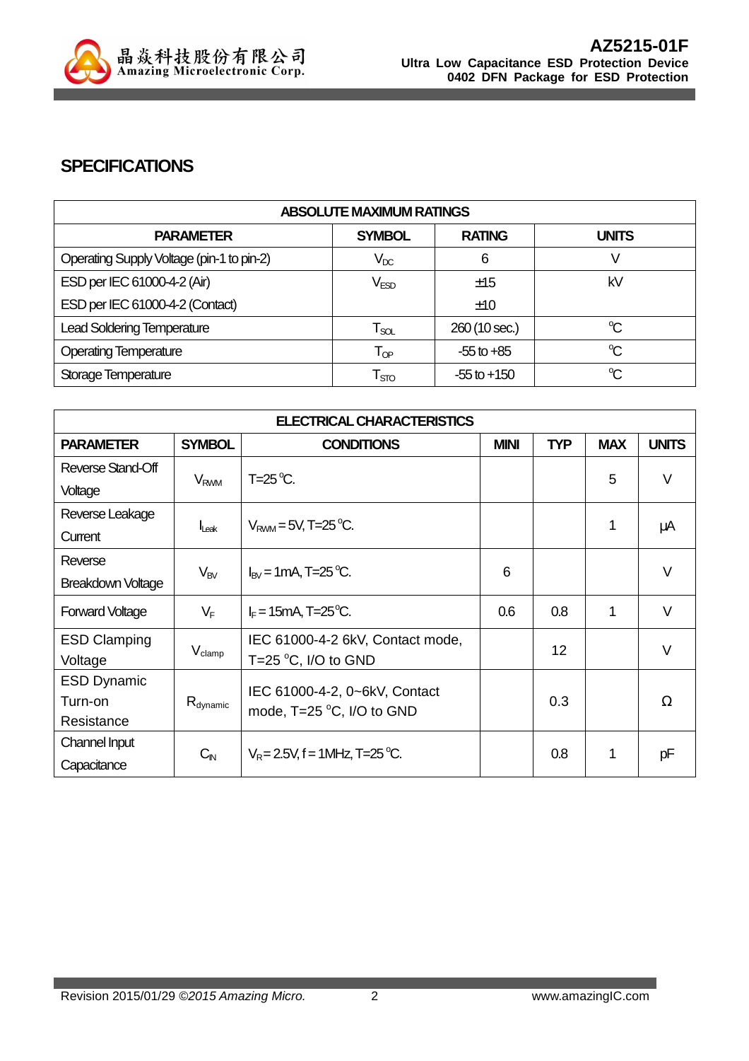## SPECIFICATIONS

| ABSOLUTE MAXIMUM RATINGS | | | |
|---|---|---|---|
| **PARAMETER** | **SYMBOL** | **RATING** | **UNITS** |
| Operating Supply Voltage (pin-1 to pin-2) | $V_{DC}$ | 6 | V |
| ESD per IEC 61000-4-2 (Air) | $V_{ESD}$ | ±15 | kV |
| ESD per IEC 61000-4-2 (Contact) | | ±10 | |
| Lead Soldering Temperature | $T_{SOL}$ | 260 (10 sec.) | °C |
| Operating Temperature | $T_{OP}$ | -55 to +85 | °C |
| Storage Temperature | $T_{STO}$ | -55 to +150 | °C |

| ELECTRICAL CHARACTERISTICS | | | | | | |
|---|---|---|---|---|---|---|
| **PARAMETER** | **SYMBOL** | **CONDITIONS** | **MINI** | **TYP** | **MAX** | **UNITS** |
| Reverse Stand-Off Voltage | $V_{RWM}$ | T=25 °C. | | | 5 | V |
| Reverse Leakage Current | $I_{Leak}$ | $V_{RWM}$ = 5V, T=25 °C. | | | 1 | μA |
| Reverse Breakdown Voltage | $V_{BV}$ | $I_{BV}$ = 1mA, T=25 °C. | 6 | | | V |
| Forward Voltage | $V_F$ | $I_F$ = 15mA, T=25°C. | 0.6 | 0.8 | 1 | V |
| ESD Clamping Voltage | $V_{clamp}$ | IEC 61000-4-2 6kV, Contact mode, T=25 °C, I/O to GND | | 12 | | V |
| ESD Dynamic Turn-on Resistance | $R_{dynamic}$ | IEC 61000-4-2, 0~6kV, Contact mode, T=25 °C, I/O to GND | | 0.3 | | Ω |
| Channel Input Capacitance | $C_{IN}$ | $V_R$= 2.5V, f = 1MHz, T=25 °C. | | 0.8 | 1 | pF |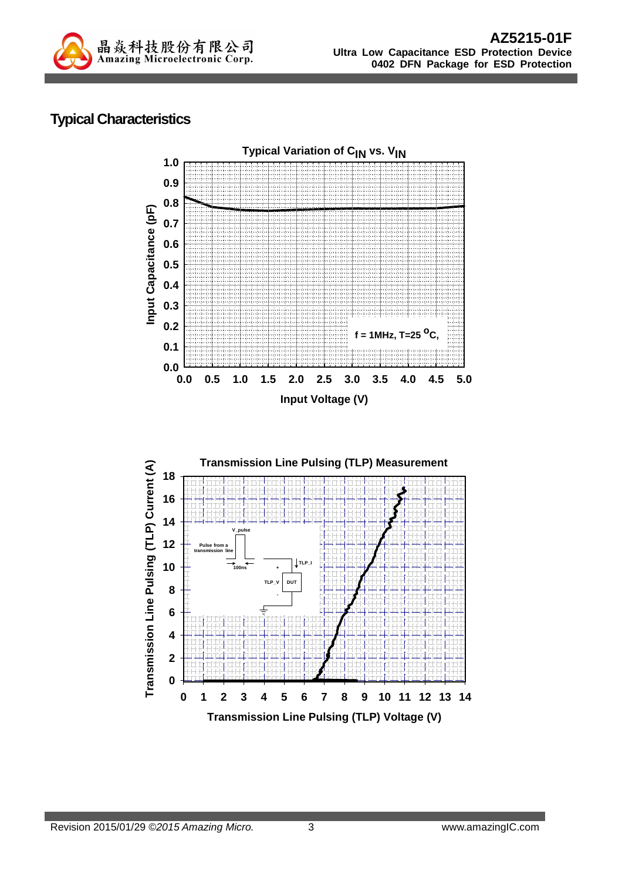## Typical Characteristics

**Typical Variation of $C_{IN}$ vs. $V_{IN}$**

Input Capacitance (pF)

f = 1MHz, T=25 °C,

Input Voltage (V)

**Transmission Line Pulsing (TLP) Measurement**

Transmission Line Pulsing (TLP) Current (A)

Pulse from a transmission line

V_pulse

100ns

TLP_I

TLP_V

DUT

Transmission Line Pulsing (TLP) Voltage (V)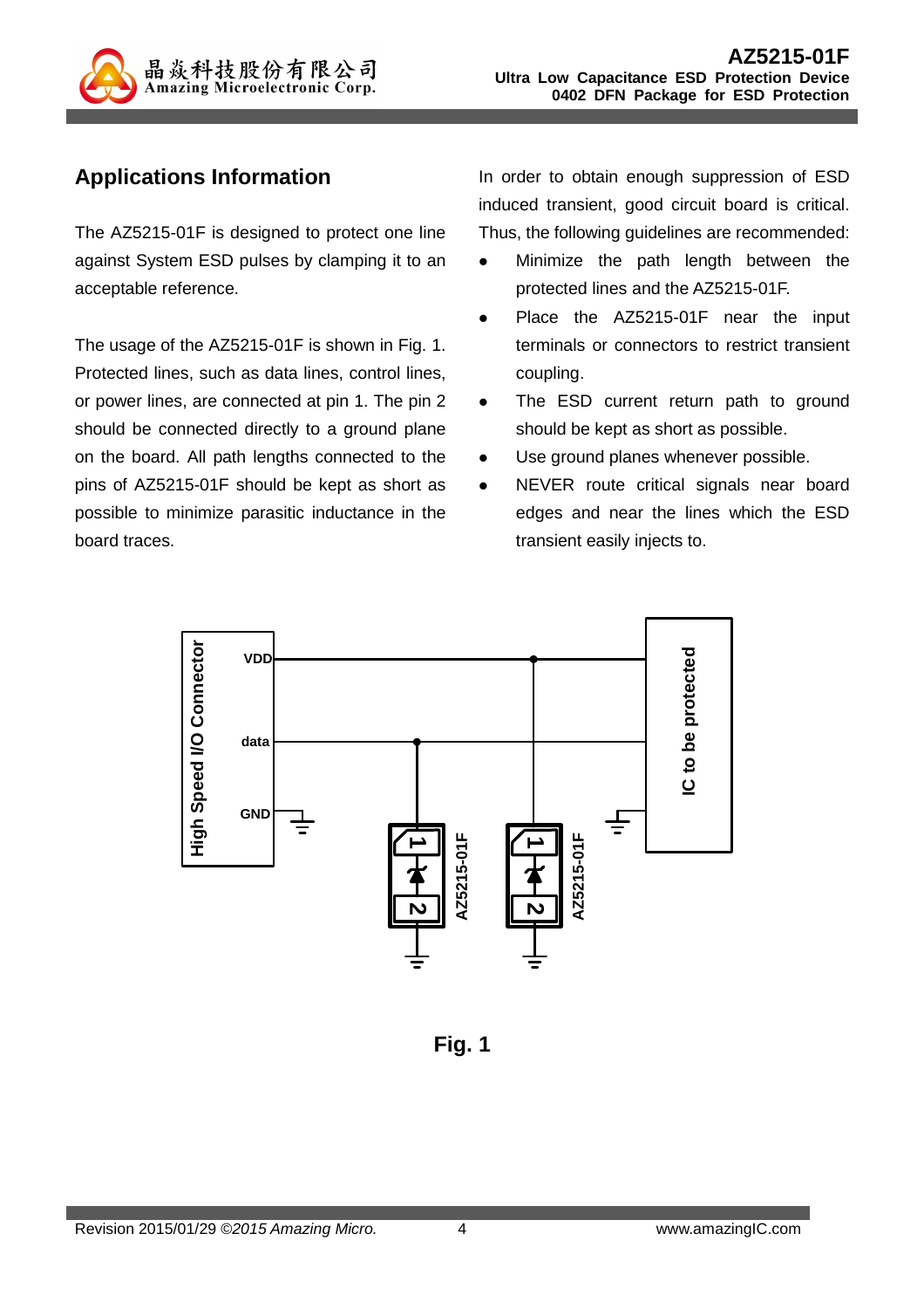## Applications Information

The AZ5215-01F is designed to protect one line against System ESD pulses by clamping it to an acceptable reference.

The usage of the AZ5215-01F is shown in Fig. 1. Protected lines, such as data lines, control lines, or power lines, are connected at pin 1. The pin 2 should be connected directly to a ground plane on the board. All path lengths connected to the pins of AZ5215-01F should be kept as short as possible to minimize parasitic inductance in the board traces.

In order to obtain enough suppression of ESD induced transient, good circuit board is critical. Thus, the following guidelines are recommended:

- Minimize the path length between the protected lines and the AZ5215-01F.
- Place the AZ5215-01F near the input terminals or connectors to restrict transient coupling.
- The ESD current return path to ground should be kept as short as possible.
- Use ground planes whenever possible.
- NEVER route critical signals near board edges and near the lines which the ESD transient easily injects to.

Fig. 1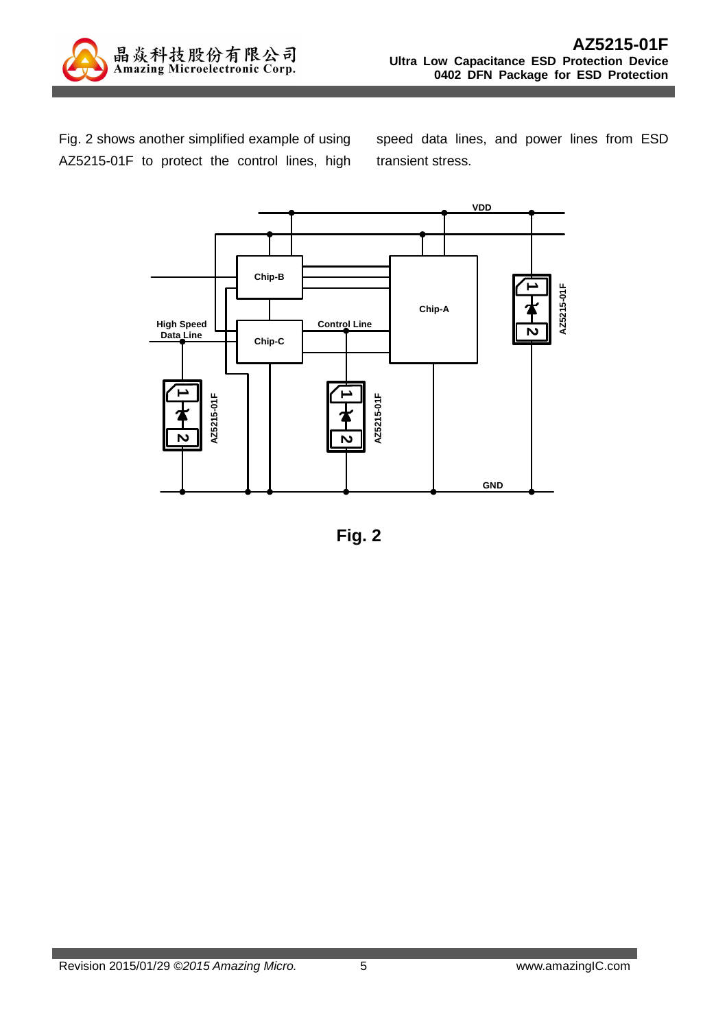Fig. 2 shows another simplified example of using AZ5215-01F to protect the control lines, high speed data lines, and power lines from ESD transient stress.

**Fig. 2**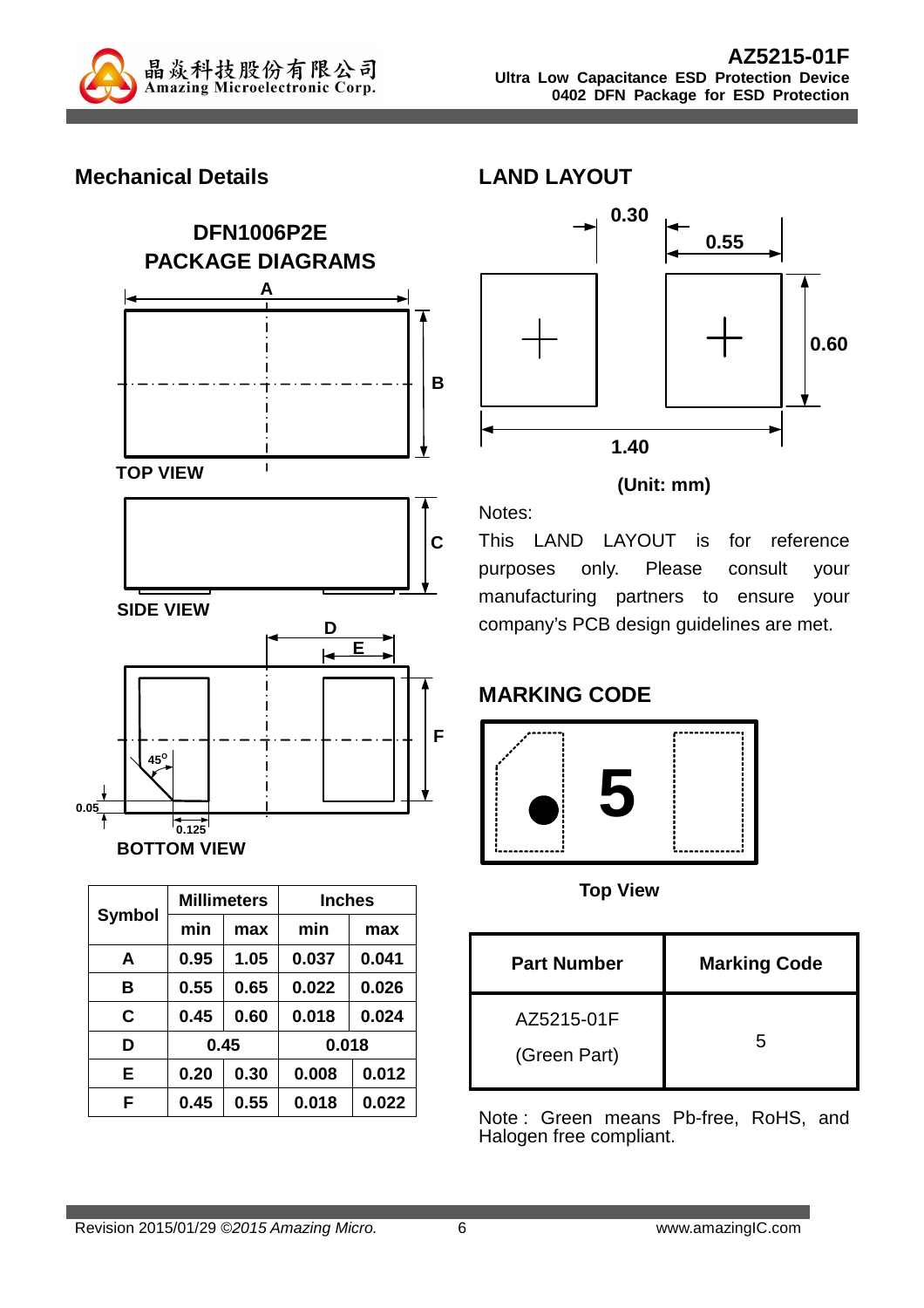## Mechanical Details

### DFN1006P2E PACKAGE DIAGRAMS

TOP VIEW

SIDE VIEW

BOTTOM VIEW

| Symbol | Millimeters | | Inches | |
|---|---|---|---|---|
| | min | max | min | max |
| A | 0.95 | 1.05 | 0.037 | 0.041 |
| B | 0.55 | 0.65 | 0.022 | 0.026 |
| C | 0.45 | 0.60 | 0.018 | 0.024 |
| D | 0.45 | | 0.018 | |
| E | 0.20 | 0.30 | 0.008 | 0.012 |
| F | 0.45 | 0.55 | 0.018 | 0.022 |

## LAND LAYOUT

**(Unit: mm)**

Notes:

This LAND LAYOUT is for reference purposes only. Please consult your manufacturing partners to ensure your company's PCB design guidelines are met.

## MARKING CODE

Top View

| Part Number | Marking Code |
|---|---|
| AZ5215-01F (Green Part) | 5 |

Note : Green means Pb-free, RoHS, and Halogen free compliant.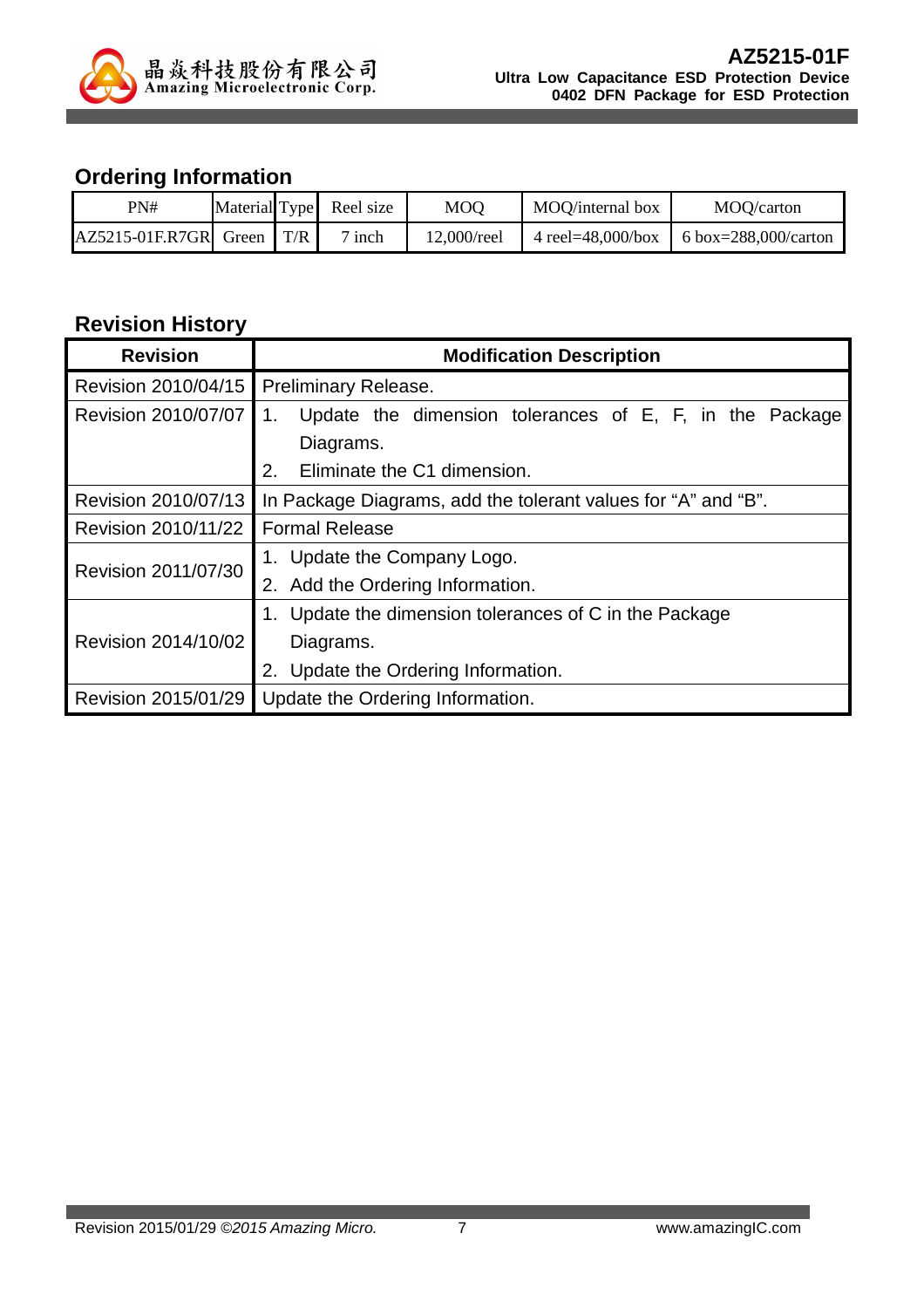## Ordering Information

| PN# | Material | Type | Reel size | MOQ | MOQ/internal box | MOQ/carton |
|---|---|---|---|---|---|---|
| AZ5215-01F.R7GR | Green | T/R | 7 inch | 12,000/reel | 4 reel=48,000/box | 6 box=288,000/carton |

## Revision History

| Revision | Modification Description |
|---|---|
| Revision 2010/04/15 | Preliminary Release. |
| Revision 2010/07/07 | 1. Update the dimension tolerances of E, F, in the Package Diagrams.<br>2. Eliminate the C1 dimension. |
| Revision 2010/07/13 | In Package Diagrams, add the tolerant values for “A” and “B”. |
| Revision 2010/11/22 | Formal Release |
| Revision 2011/07/30 | 1. Update the Company Logo.<br>2. Add the Ordering Information. |
| Revision 2014/10/02 | 1. Update the dimension tolerances of C in the Package Diagrams.<br>2. Update the Ordering Information. |
| Revision 2015/01/29 | Update the Ordering Information. |